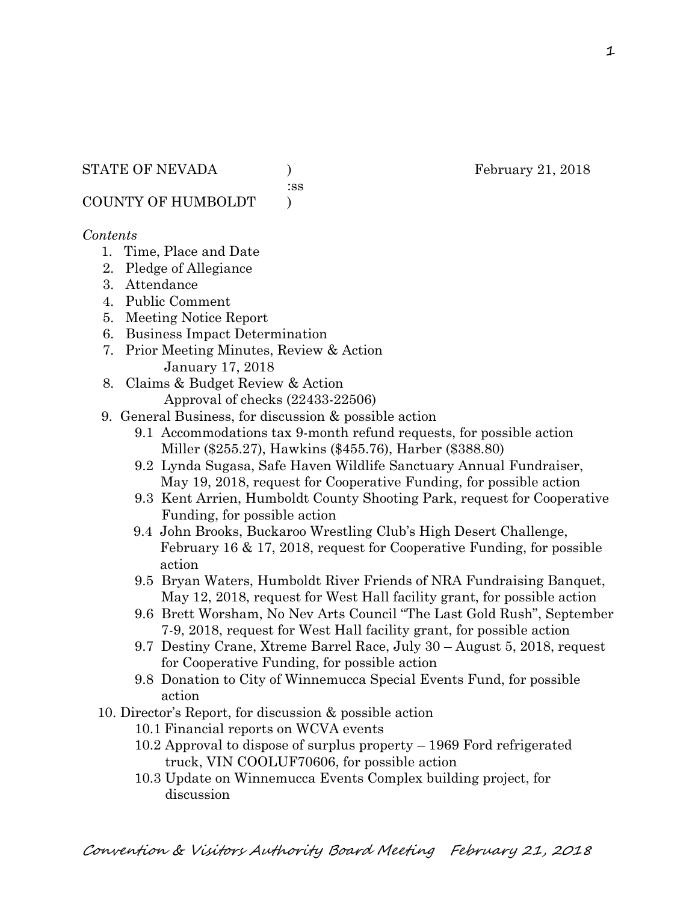STATE OF NEVADA ) February 21, 2018
:ss
COUNTY OF HUMBOLDT )

*Contents*

1. Time, Place and Date
2. Pledge of Allegiance
3. Attendance
4. Public Comment
5. Meeting Notice Report
6. Business Impact Determination
7. Prior Meeting Minutes, Review & Action
   January 17, 2018
8. Claims & Budget Review & Action
   Approval of checks (22433-22506)
9. General Business, for discussion & possible action
   - 9.1 Accommodations tax 9-month refund requests, for possible action
     Miller ($255.27), Hawkins ($455.76), Harber ($388.80)
   - 9.2 Lynda Sugasa, Safe Haven Wildlife Sanctuary Annual Fundraiser, May 19, 2018, request for Cooperative Funding, for possible action
   - 9.3 Kent Arrien, Humboldt County Shooting Park, request for Cooperative Funding, for possible action
   - 9.4 John Brooks, Buckaroo Wrestling Club's High Desert Challenge, February 16 & 17, 2018, request for Cooperative Funding, for possible action
   - 9.5 Bryan Waters, Humboldt River Friends of NRA Fundraising Banquet, May 12, 2018, request for West Hall facility grant, for possible action
   - 9.6 Brett Worsham, No Nev Arts Council "The Last Gold Rush", September 7-9, 2018, request for West Hall facility grant, for possible action
   - 9.7 Destiny Crane, Xtreme Barrel Race, July 30 – August 5, 2018, request for Cooperative Funding, for possible action
   - 9.8 Donation to City of Winnemucca Special Events Fund, for possible action
10. Director's Report, for discussion & possible action
    - 10.1 Financial reports on WCVA events
    - 10.2 Approval to dispose of surplus property – 1969 Ford refrigerated truck, VIN COOLUF70606, for possible action
    - 10.3 Update on Winnemucca Events Complex building project, for discussion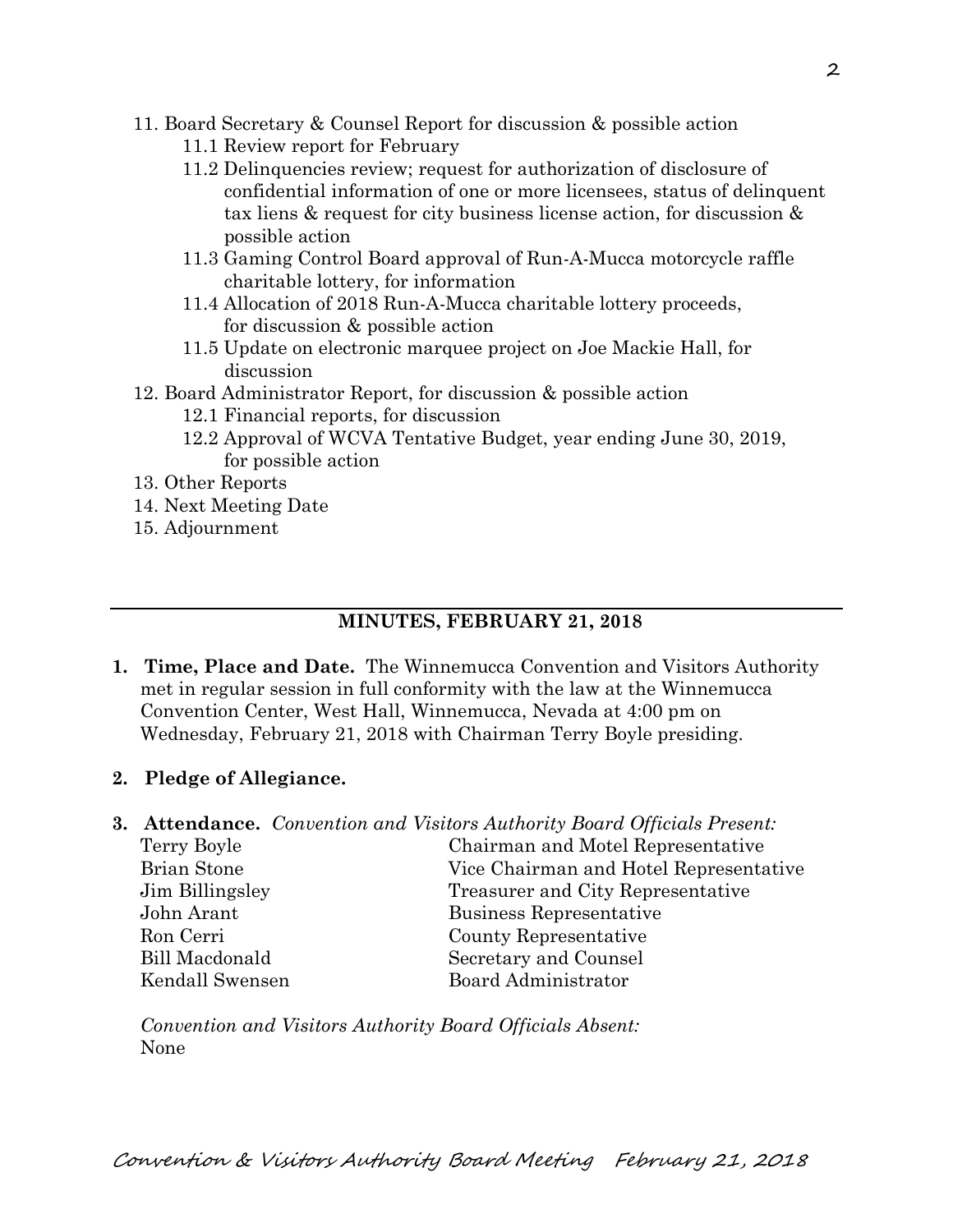11. Board Secretary & Counsel Report for discussion & possible action
    - 11.1 Review report for February
    - 11.2 Delinquencies review; request for authorization of disclosure of confidential information of one or more licensees, status of delinquent tax liens & request for city business license action, for discussion & possible action
    - 11.3 Gaming Control Board approval of Run-A-Mucca motorcycle raffle charitable lottery, for information
    - 11.4 Allocation of 2018 Run-A-Mucca charitable lottery proceeds, for discussion & possible action
    - 11.5 Update on electronic marquee project on Joe Mackie Hall, for discussion
12. Board Administrator Report, for discussion & possible action
    - 12.1 Financial reports, for discussion
    - 12.2 Approval of WCVA Tentative Budget, year ending June 30, 2019, for possible action
13. Other Reports
14. Next Meeting Date
15. Adjournment

---

## MINUTES, FEBRUARY 21, 2018

**1. Time, Place and Date.** The Winnemucca Convention and Visitors Authority met in regular session in full conformity with the law at the Winnemucca Convention Center, West Hall, Winnemucca, Nevada at 4:00 pm on Wednesday, February 21, 2018 with Chairman Terry Boyle presiding.

**2. Pledge of Allegiance.**

**3. Attendance.** *Convention and Visitors Authority Board Officials Present:*

| | |
|---|---|
| Terry Boyle | Chairman and Motel Representative |
| Brian Stone | Vice Chairman and Hotel Representative |
| Jim Billingsley | Treasurer and City Representative |
| John Arant | Business Representative |
| Ron Cerri | County Representative |
| Bill Macdonald | Secretary and Counsel |
| Kendall Swensen | Board Administrator |

*Convention and Visitors Authority Board Officials Absent:*
None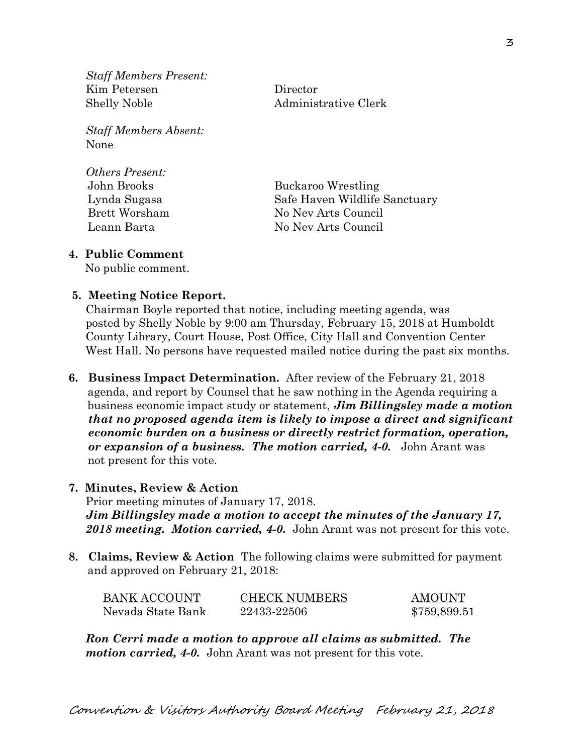*Staff Members Present:*

| | |
|---|---|
| Kim Petersen | Director |
| Shelly Noble | Administrative Clerk |

*Staff Members Absent:*
None

*Others Present:*

| | |
|---|---|
| John Brooks | Buckaroo Wrestling |
| Lynda Sugasa | Safe Haven Wildlife Sanctuary |
| Brett Worsham | No Nev Arts Council |
| Leann Barta | No Nev Arts Council |

**4. Public Comment**
No public comment.

**5. Meeting Notice Report.**
Chairman Boyle reported that notice, including meeting agenda, was posted by Shelly Noble by 9:00 am Thursday, February 15, 2018 at Humboldt County Library, Court House, Post Office, City Hall and Convention Center West Hall. No persons have requested mailed notice during the past six months.

**6. Business Impact Determination.** After review of the February 21, 2018 agenda, and report by Counsel that he saw nothing in the Agenda requiring a business economic impact study or statement, ***Jim Billingsley made a motion that no proposed agenda item is likely to impose a direct and significant economic burden on a business or directly restrict formation, operation, or expansion of a business. The motion carried, 4-0.*** John Arant was not present for this vote.

**7. Minutes, Review & Action**
Prior meeting minutes of January 17, 2018.
***Jim Billingsley made a motion to accept the minutes of the January 17, 2018 meeting. Motion carried, 4-0.*** John Arant was not present for this vote.

**8. Claims, Review & Action** The following claims were submitted for payment and approved on February 21, 2018:

| BANK ACCOUNT | CHECK NUMBERS | AMOUNT |
|---|---|---|
| Nevada State Bank | 22433-22506 | $759,899.51 |

***Ron Cerri made a motion to approve all claims as submitted. The motion carried, 4-0.*** John Arant was not present for this vote.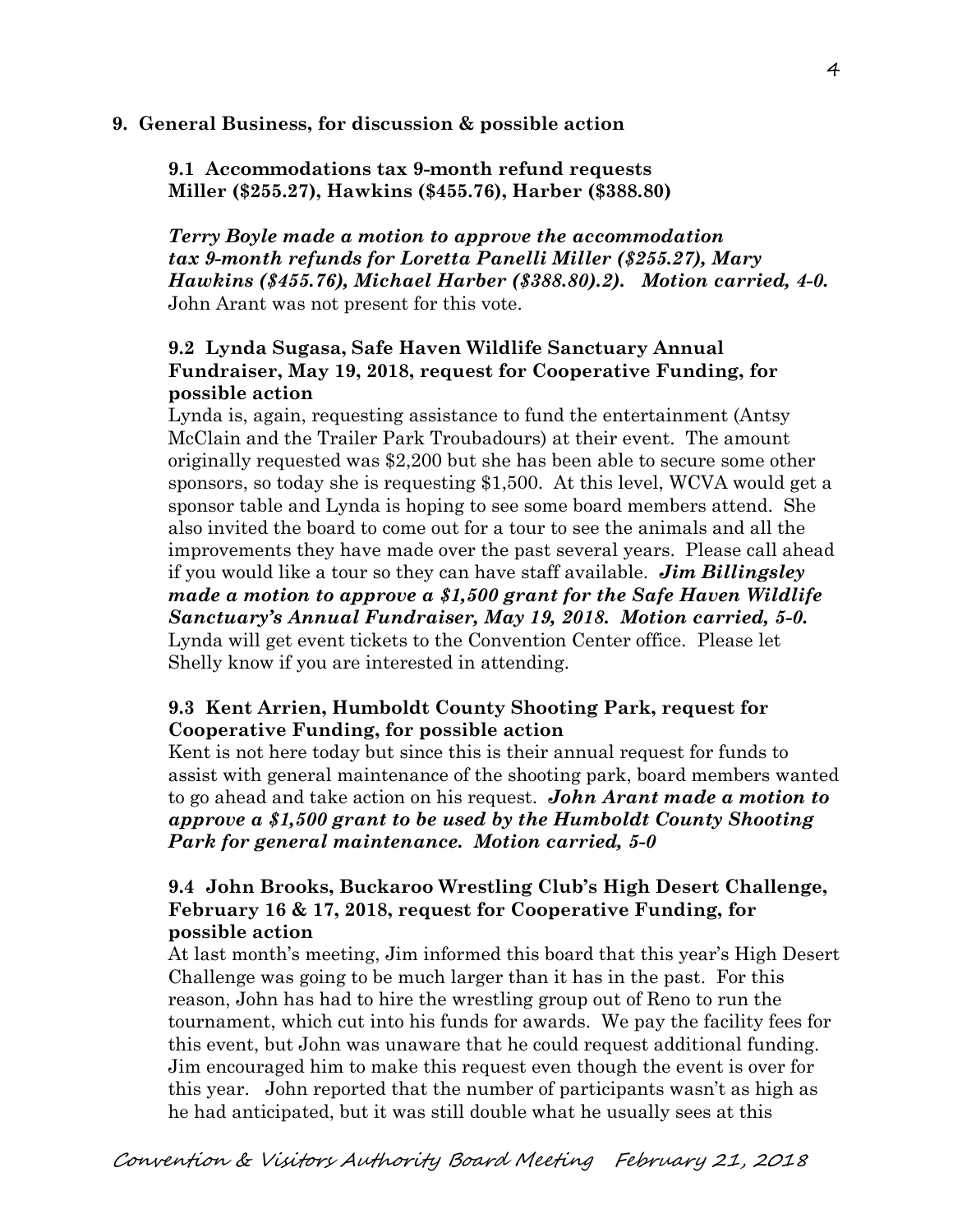**9. General Business, for discussion & possible action**

**9.1 Accommodations tax 9-month refund requests Miller ($255.27), Hawkins ($455.76), Harber ($388.80)**

***Terry Boyle made a motion to approve the accommodation tax 9-month refunds for Loretta Panelli Miller ($255.27), Mary Hawkins ($455.76), Michael Harber ($388.80).2). Motion carried, 4-0.*** John Arant was not present for this vote.

**9.2 Lynda Sugasa, Safe Haven Wildlife Sanctuary Annual Fundraiser, May 19, 2018, request for Cooperative Funding, for possible action**

Lynda is, again, requesting assistance to fund the entertainment (Antsy McClain and the Trailer Park Troubadours) at their event. The amount originally requested was $2,200 but she has been able to secure some other sponsors, so today she is requesting $1,500. At this level, WCVA would get a sponsor table and Lynda is hoping to see some board members attend. She also invited the board to come out for a tour to see the animals and all the improvements they have made over the past several years. Please call ahead if you would like a tour so they can have staff available. ***Jim Billingsley made a motion to approve a $1,500 grant for the Safe Haven Wildlife Sanctuary's Annual Fundraiser, May 19, 2018. Motion carried, 5-0.*** Lynda will get event tickets to the Convention Center office. Please let Shelly know if you are interested in attending.

**9.3 Kent Arrien, Humboldt County Shooting Park, request for Cooperative Funding, for possible action**

Kent is not here today but since this is their annual request for funds to assist with general maintenance of the shooting park, board members wanted to go ahead and take action on his request. ***John Arant made a motion to approve a $1,500 grant to be used by the Humboldt County Shooting Park for general maintenance. Motion carried, 5-0***

**9.4 John Brooks, Buckaroo Wrestling Club's High Desert Challenge, February 16 & 17, 2018, request for Cooperative Funding, for possible action**

At last month's meeting, Jim informed this board that this year's High Desert Challenge was going to be much larger than it has in the past. For this reason, John has had to hire the wrestling group out of Reno to run the tournament, which cut into his funds for awards. We pay the facility fees for this event, but John was unaware that he could request additional funding. Jim encouraged him to make this request even though the event is over for this year. John reported that the number of participants wasn't as high as he had anticipated, but it was still double what he usually sees at this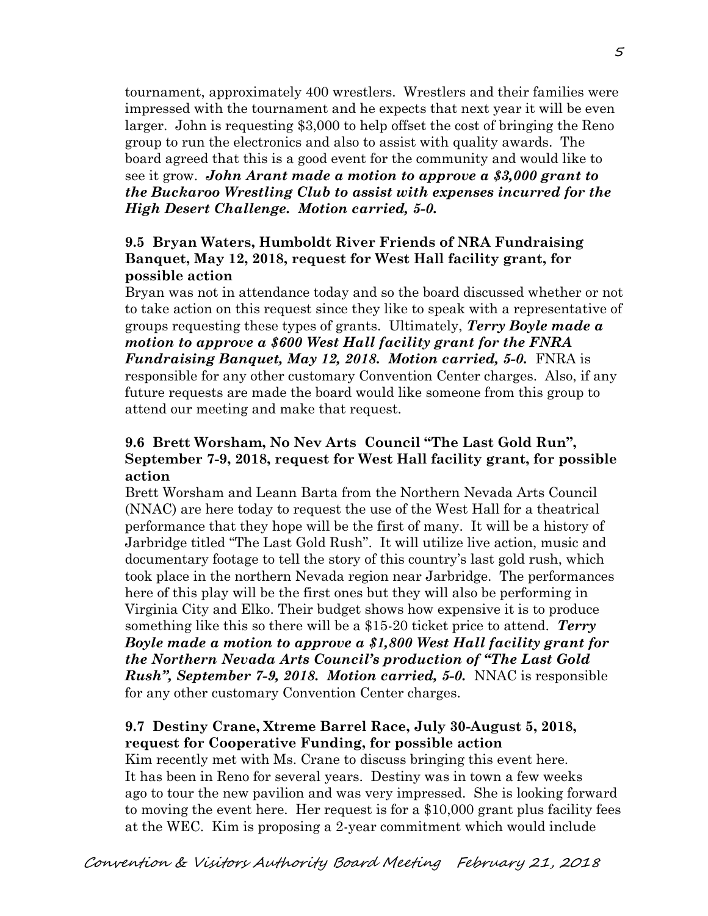tournament, approximately 400 wrestlers. Wrestlers and their families were impressed with the tournament and he expects that next year it will be even larger. John is requesting $3,000 to help offset the cost of bringing the Reno group to run the electronics and also to assist with quality awards. The board agreed that this is a good event for the community and would like to see it grow. ***John Arant made a motion to approve a $3,000 grant to the Buckaroo Wrestling Club to assist with expenses incurred for the High Desert Challenge. Motion carried, 5-0.***

**9.5 Bryan Waters, Humboldt River Friends of NRA Fundraising Banquet, May 12, 2018, request for West Hall facility grant, for possible action**

Bryan was not in attendance today and so the board discussed whether or not to take action on this request since they like to speak with a representative of groups requesting these types of grants. Ultimately, ***Terry Boyle made a motion to approve a $600 West Hall facility grant for the FNRA Fundraising Banquet, May 12, 2018. Motion carried, 5-0.*** FNRA is responsible for any other customary Convention Center charges. Also, if any future requests are made the board would like someone from this group to attend our meeting and make that request.

**9.6 Brett Worsham, No Nev Arts Council "The Last Gold Run", September 7-9, 2018, request for West Hall facility grant, for possible action**

Brett Worsham and Leann Barta from the Northern Nevada Arts Council (NNAC) are here today to request the use of the West Hall for a theatrical performance that they hope will be the first of many. It will be a history of Jarbridge titled "The Last Gold Rush". It will utilize live action, music and documentary footage to tell the story of this country's last gold rush, which took place in the northern Nevada region near Jarbridge. The performances here of this play will be the first ones but they will also be performing in Virginia City and Elko. Their budget shows how expensive it is to produce something like this so there will be a $15-20 ticket price to attend. ***Terry Boyle made a motion to approve a $1,800 West Hall facility grant for the Northern Nevada Arts Council's production of "The Last Gold Rush", September 7-9, 2018. Motion carried, 5-0.*** NNAC is responsible for any other customary Convention Center charges.

**9.7 Destiny Crane, Xtreme Barrel Race, July 30-August 5, 2018, request for Cooperative Funding, for possible action**

Kim recently met with Ms. Crane to discuss bringing this event here. It has been in Reno for several years. Destiny was in town a few weeks ago to tour the new pavilion and was very impressed. She is looking forward to moving the event here. Her request is for a $10,000 grant plus facility fees at the WEC. Kim is proposing a 2-year commitment which would include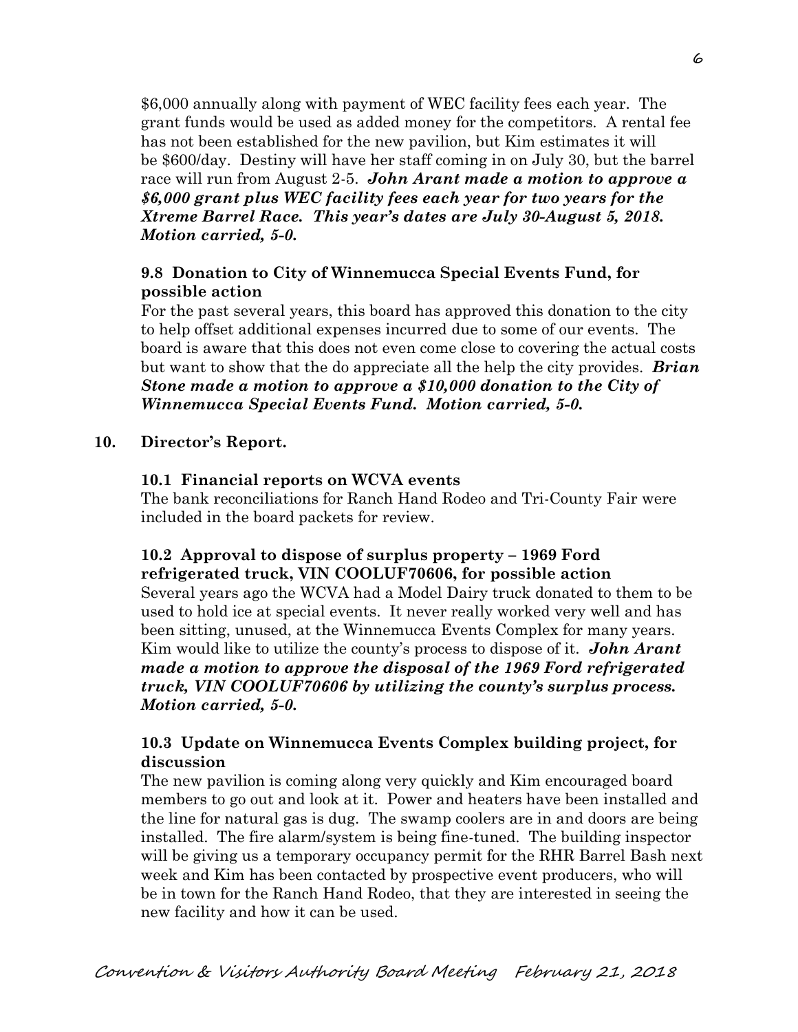$6,000 annually along with payment of WEC facility fees each year. The grant funds would be used as added money for the competitors. A rental fee has not been established for the new pavilion, but Kim estimates it will be $600/day. Destiny will have her staff coming in on July 30, but the barrel race will run from August 2-5. ***John Arant made a motion to approve a $6,000 grant plus WEC facility fees each year for two years for the Xtreme Barrel Race. This year's dates are July 30-August 5, 2018. Motion carried, 5-0.***

### 9.8 Donation to City of Winnemucca Special Events Fund, for possible action

For the past several years, this board has approved this donation to the city to help offset additional expenses incurred due to some of our events. The board is aware that this does not even come close to covering the actual costs but want to show that the do appreciate all the help the city provides. ***Brian Stone made a motion to approve a $10,000 donation to the City of Winnemucca Special Events Fund. Motion carried, 5-0.***

## 10. Director's Report.

### 10.1 Financial reports on WCVA events

The bank reconciliations for Ranch Hand Rodeo and Tri-County Fair were included in the board packets for review.

### 10.2 Approval to dispose of surplus property – 1969 Ford refrigerated truck, VIN COOLUF70606, for possible action

Several years ago the WCVA had a Model Dairy truck donated to them to be used to hold ice at special events. It never really worked very well and has been sitting, unused, at the Winnemucca Events Complex for many years. Kim would like to utilize the county's process to dispose of it. ***John Arant made a motion to approve the disposal of the 1969 Ford refrigerated truck, VIN COOLUF70606 by utilizing the county's surplus process. Motion carried, 5-0.***

### 10.3 Update on Winnemucca Events Complex building project, for discussion

The new pavilion is coming along very quickly and Kim encouraged board members to go out and look at it. Power and heaters have been installed and the line for natural gas is dug. The swamp coolers are in and doors are being installed. The fire alarm/system is being fine-tuned. The building inspector will be giving us a temporary occupancy permit for the RHR Barrel Bash next week and Kim has been contacted by prospective event producers, who will be in town for the Ranch Hand Rodeo, that they are interested in seeing the new facility and how it can be used.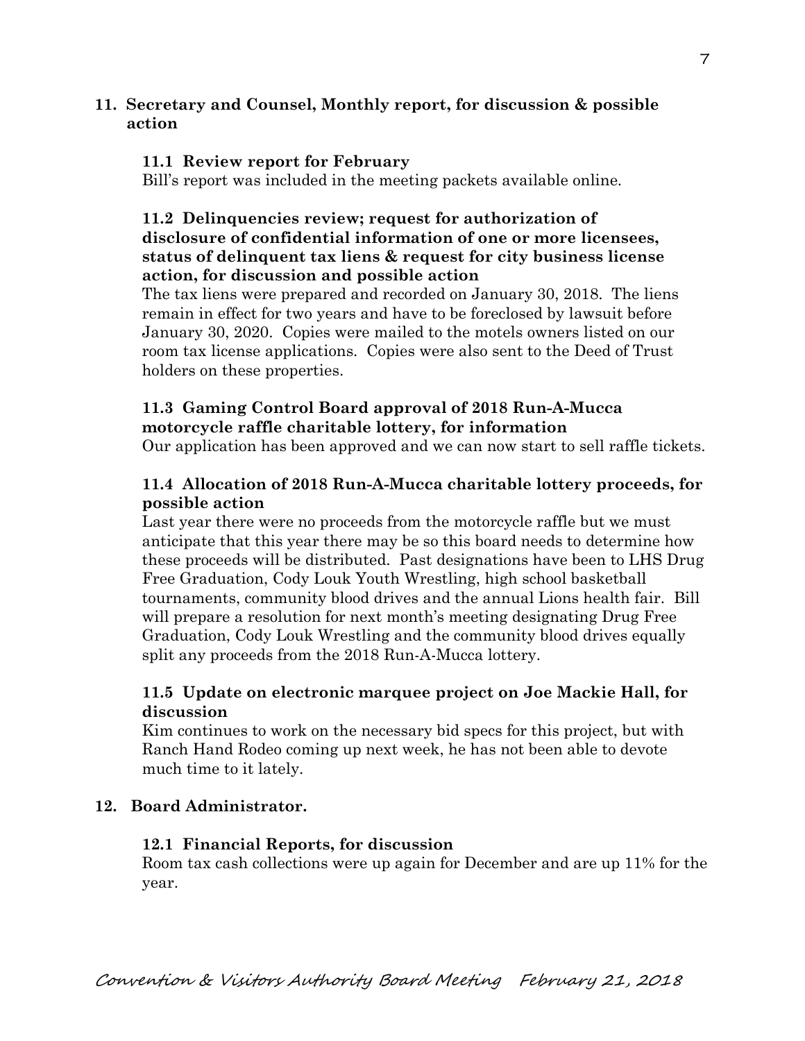**11. Secretary and Counsel, Monthly report, for discussion & possible action**

**11.1 Review report for February**

Bill's report was included in the meeting packets available online.

**11.2 Delinquencies review; request for authorization of disclosure of confidential information of one or more licensees, status of delinquent tax liens & request for city business license action, for discussion and possible action**

The tax liens were prepared and recorded on January 30, 2018. The liens remain in effect for two years and have to be foreclosed by lawsuit before January 30, 2020. Copies were mailed to the motels owners listed on our room tax license applications. Copies were also sent to the Deed of Trust holders on these properties.

**11.3 Gaming Control Board approval of 2018 Run-A-Mucca motorcycle raffle charitable lottery, for information**

Our application has been approved and we can now start to sell raffle tickets.

**11.4 Allocation of 2018 Run-A-Mucca charitable lottery proceeds, for possible action**

Last year there were no proceeds from the motorcycle raffle but we must anticipate that this year there may be so this board needs to determine how these proceeds will be distributed. Past designations have been to LHS Drug Free Graduation, Cody Louk Youth Wrestling, high school basketball tournaments, community blood drives and the annual Lions health fair. Bill will prepare a resolution for next month's meeting designating Drug Free Graduation, Cody Louk Wrestling and the community blood drives equally split any proceeds from the 2018 Run-A-Mucca lottery.

**11.5 Update on electronic marquee project on Joe Mackie Hall, for discussion**

Kim continues to work on the necessary bid specs for this project, but with Ranch Hand Rodeo coming up next week, he has not been able to devote much time to it lately.

**12. Board Administrator.**

**12.1 Financial Reports, for discussion**

Room tax cash collections were up again for December and are up 11% for the year.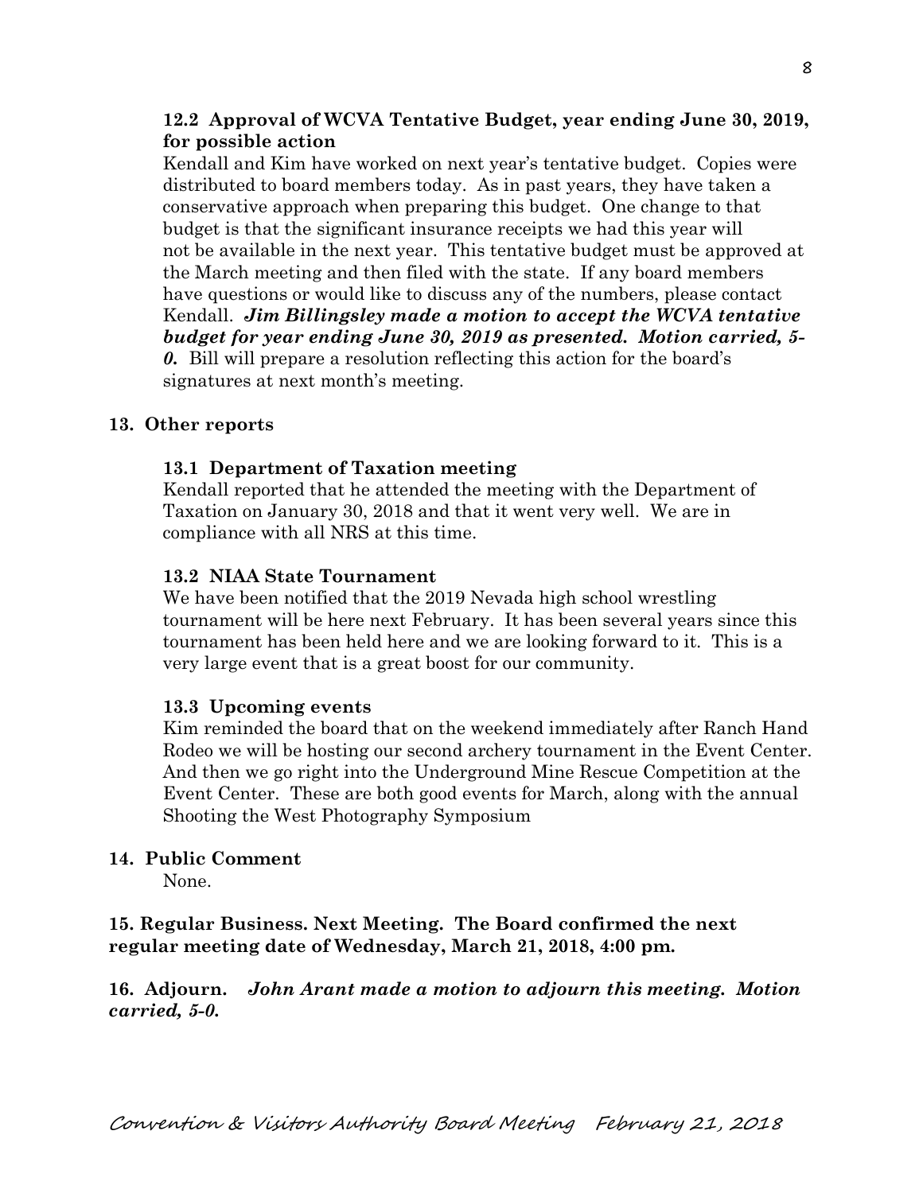**12.2 Approval of WCVA Tentative Budget, year ending June 30, 2019, for possible action**

Kendall and Kim have worked on next year's tentative budget. Copies were distributed to board members today. As in past years, they have taken a conservative approach when preparing this budget. One change to that budget is that the significant insurance receipts we had this year will not be available in the next year. This tentative budget must be approved at the March meeting and then filed with the state. If any board members have questions or would like to discuss any of the numbers, please contact Kendall. ***Jim Billingsley made a motion to accept the WCVA tentative budget for year ending June 30, 2019 as presented. Motion carried, 5-0.*** Bill will prepare a resolution reflecting this action for the board's signatures at next month's meeting.

**13. Other reports**

**13.1 Department of Taxation meeting**

Kendall reported that he attended the meeting with the Department of Taxation on January 30, 2018 and that it went very well. We are in compliance with all NRS at this time.

**13.2 NIAA State Tournament**

We have been notified that the 2019 Nevada high school wrestling tournament will be here next February. It has been several years since this tournament has been held here and we are looking forward to it. This is a very large event that is a great boost for our community.

**13.3 Upcoming events**

Kim reminded the board that on the weekend immediately after Ranch Hand Rodeo we will be hosting our second archery tournament in the Event Center. And then we go right into the Underground Mine Rescue Competition at the Event Center. These are both good events for March, along with the annual Shooting the West Photography Symposium

**14. Public Comment**

None.

**15. Regular Business. Next Meeting. The Board confirmed the next regular meeting date of Wednesday, March 21, 2018, 4:00 pm.**

**16. Adjourn.** ***John Arant made a motion to adjourn this meeting. Motion carried, 5-0.***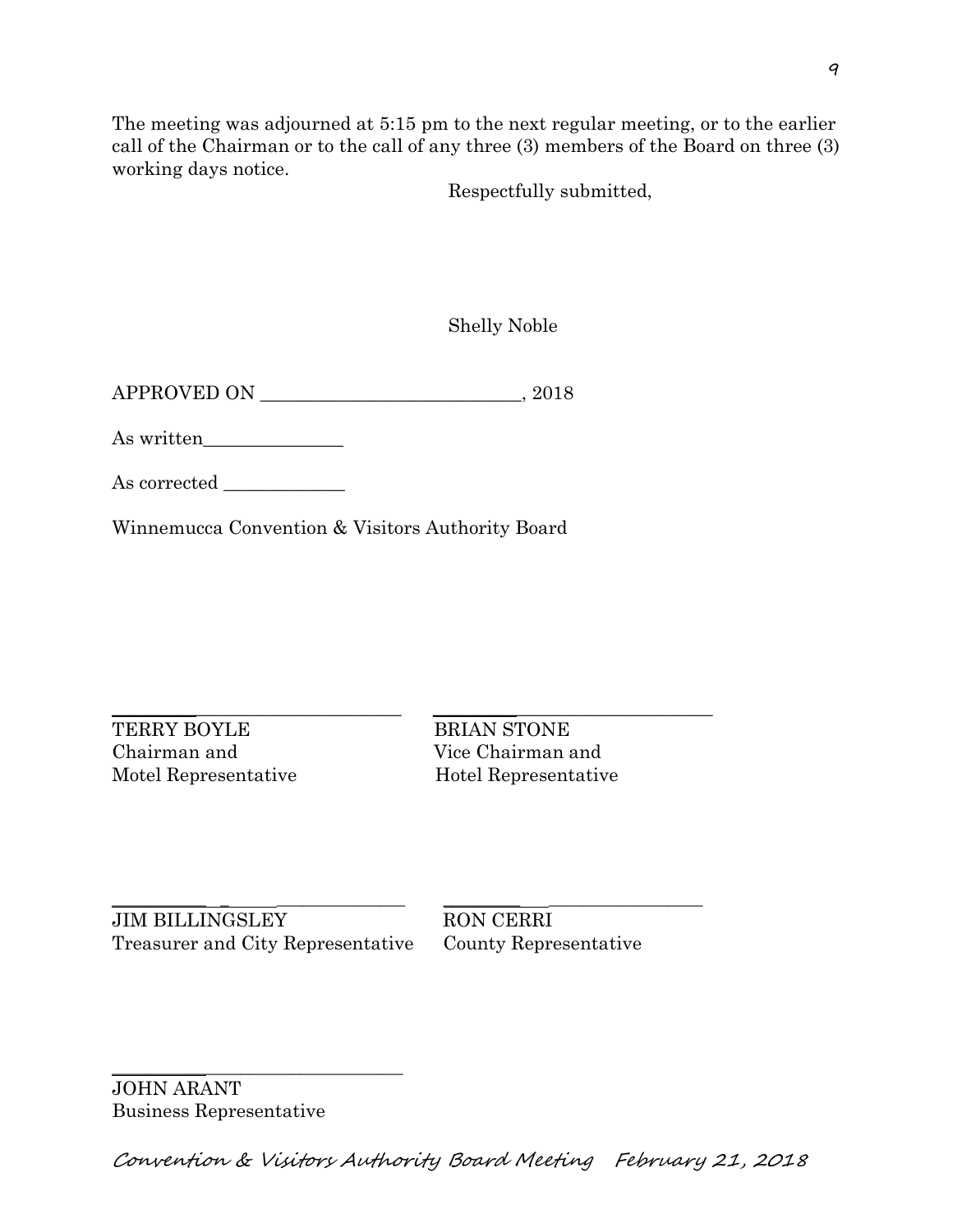The meeting was adjourned at 5:15 pm to the next regular meeting, or to the earlier call of the Chairman or to the call of any three (3) members of the Board on three (3) working days notice.

Respectfully submitted,

Shelly Noble

APPROVED ON ____________________________, 2018

As written_______________

As corrected _____________

Winnemucca Convention & Visitors Authority Board

______________________________
TERRY BOYLE
Chairman and
Motel Representative

______________________________
BRIAN STONE
Vice Chairman and
Hotel Representative

______________________________
JIM BILLINGSLEY
Treasurer and City Representative

______________________________
RON CERRI
County Representative

______________________________
JOHN ARANT
Business Representative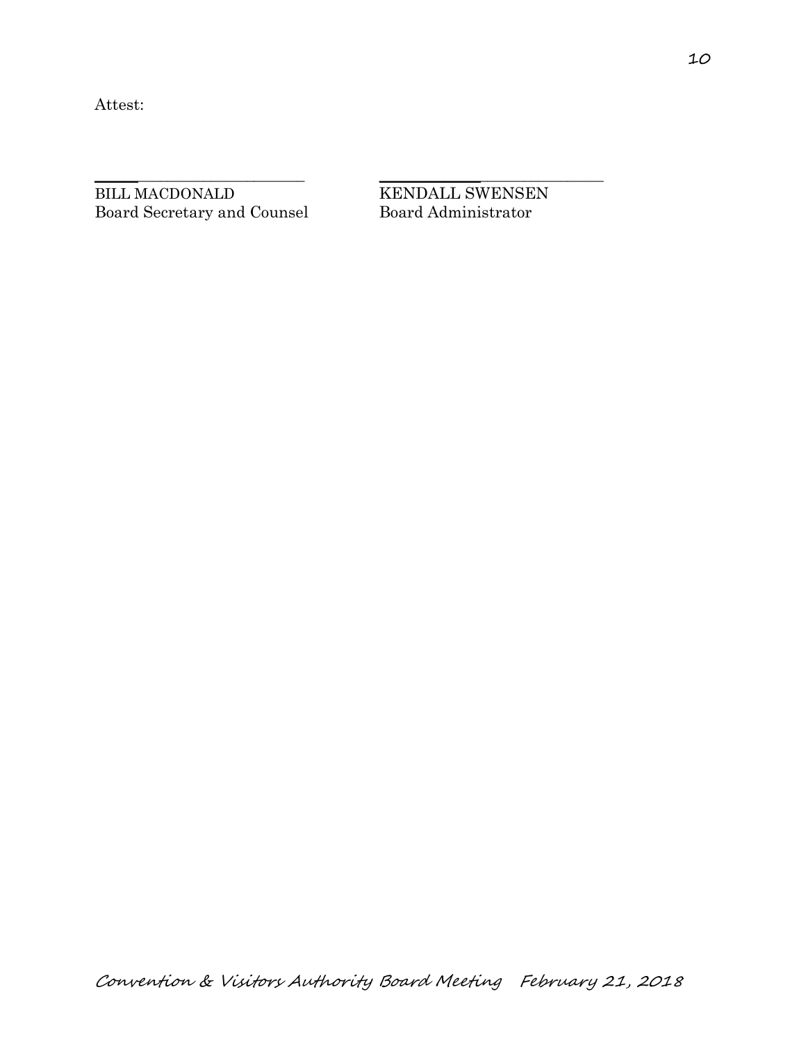Attest:

\_\_\_\_\_\_\_\_\_\_\_\_\_\_\_\_\_\_\_\_\_\_\_\_\_\_\_\_\_\_ \_\_\_\_\_\_\_\_\_\_\_\_\_\_\_\_\_\_\_\_\_\_\_\_\_\_\_\_\_\_

BILL MACDONALD
Board Secretary and Counsel

KENDALL SWENSEN
Board Administrator